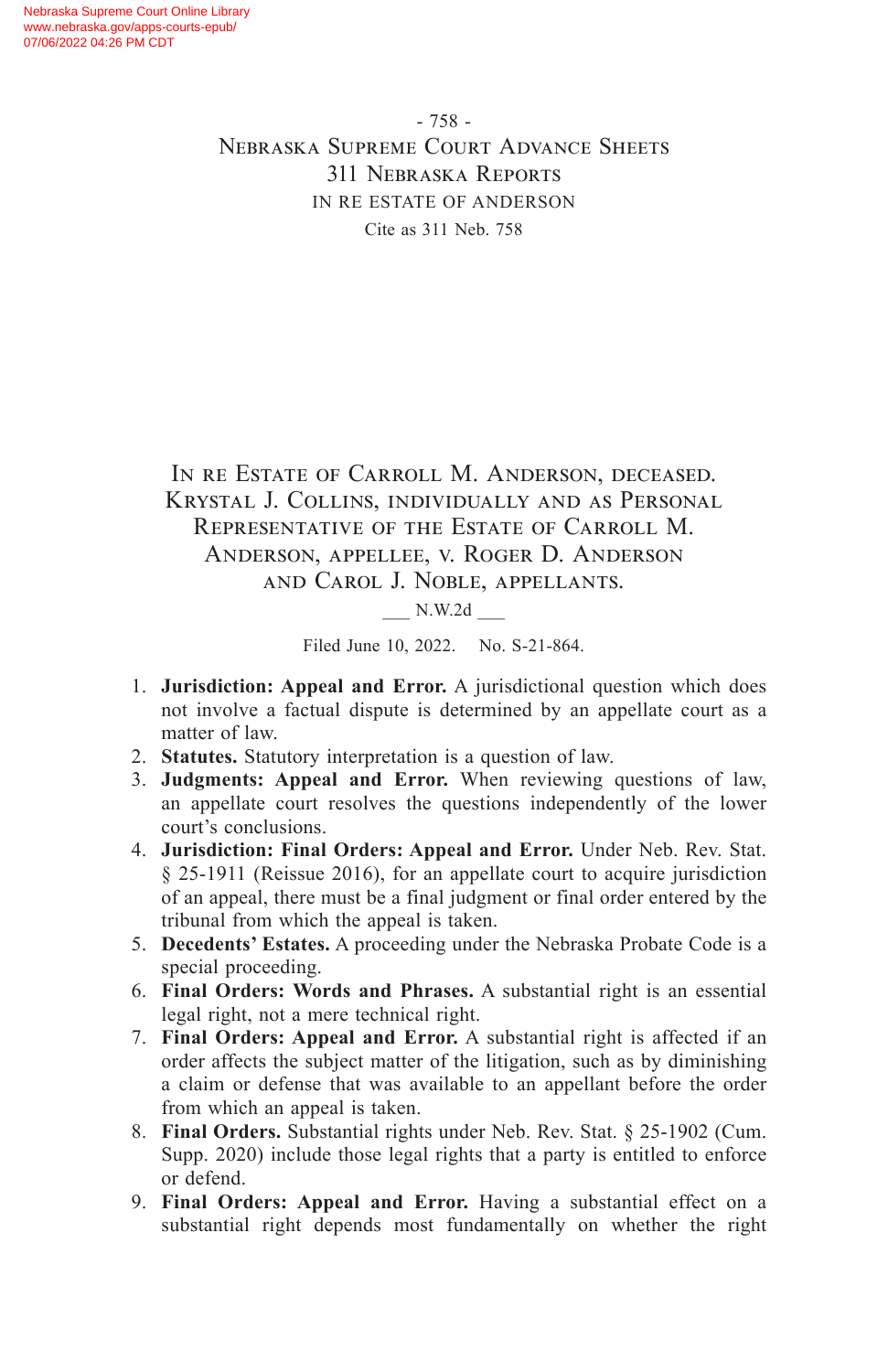# In re Estate of Carroll M. Anderson, deceased.
## Krystal J. Collins, individually and as Personal Representative of the Estate of Carroll M. Anderson, appellee, v. Roger D. Anderson and Carol J. Noble, appellants.

___ N.W.2d ___

Filed June 10, 2022. No. S-21-864.

1. **Jurisdiction: Appeal and Error.** A jurisdictional question which does not involve a factual dispute is determined by an appellate court as a matter of law.
2. **Statutes.** Statutory interpretation is a question of law.
3. **Judgments: Appeal and Error.** When reviewing questions of law, an appellate court resolves the questions independently of the lower court's conclusions.
4. **Jurisdiction: Final Orders: Appeal and Error.** Under Neb. Rev. Stat. § 25-1911 (Reissue 2016), for an appellate court to acquire jurisdiction of an appeal, there must be a final judgment or final order entered by the tribunal from which the appeal is taken.
5. **Decedents' Estates.** A proceeding under the Nebraska Probate Code is a special proceeding.
6. **Final Orders: Words and Phrases.** A substantial right is an essential legal right, not a mere technical right.
7. **Final Orders: Appeal and Error.** A substantial right is affected if an order affects the subject matter of the litigation, such as by diminishing a claim or defense that was available to an appellant before the order from which an appeal is taken.
8. **Final Orders.** Substantial rights under Neb. Rev. Stat. § 25-1902 (Cum. Supp. 2020) include those legal rights that a party is entitled to enforce or defend.
9. **Final Orders: Appeal and Error.** Having a substantial effect on a substantial right depends most fundamentally on whether the right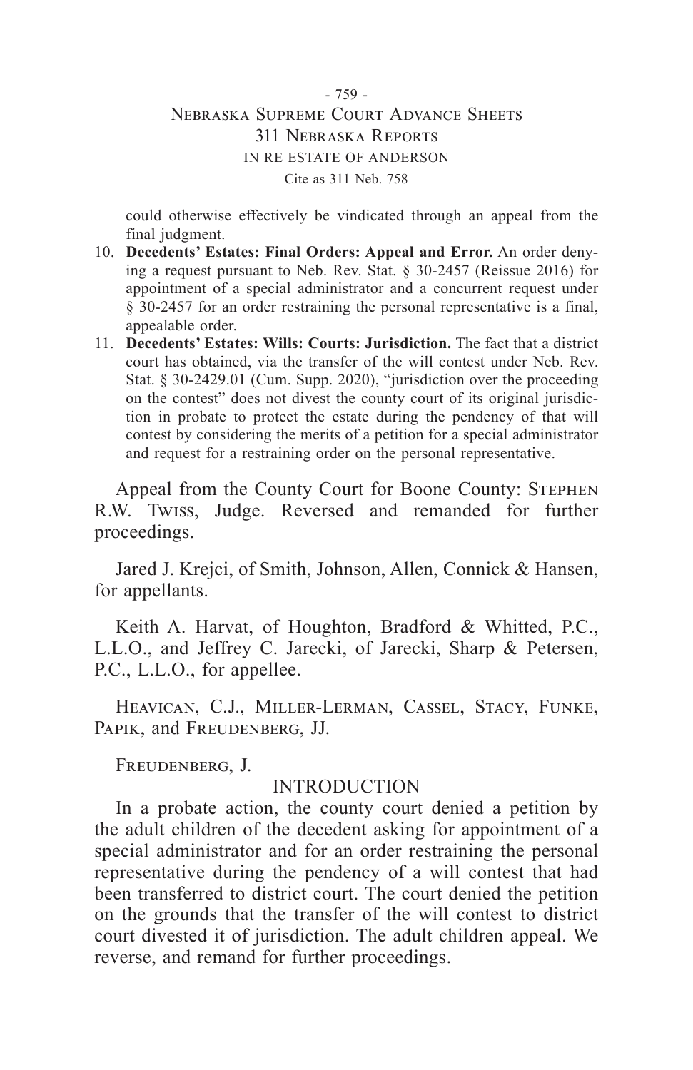could otherwise effectively be vindicated through an appeal from the final judgment.

10. **Decedents' Estates: Final Orders: Appeal and Error.** An order denying a request pursuant to Neb. Rev. Stat. § 30-2457 (Reissue 2016) for appointment of a special administrator and a concurrent request under § 30-2457 for an order restraining the personal representative is a final, appealable order.
11. **Decedents' Estates: Wills: Courts: Jurisdiction.** The fact that a district court has obtained, via the transfer of the will contest under Neb. Rev. Stat. § 30-2429.01 (Cum. Supp. 2020), "jurisdiction over the proceeding on the contest" does not divest the county court of its original jurisdiction in probate to protect the estate during the pendency of that will contest by considering the merits of a petition for a special administrator and request for a restraining order on the personal representative.

Appeal from the County Court for Boone County: Stephen R.W. Twiss, Judge. Reversed and remanded for further proceedings.

Jared J. Krejci, of Smith, Johnson, Allen, Connick & Hansen, for appellants.

Keith A. Harvat, of Houghton, Bradford & Whitted, P.C., L.L.O., and Jeffrey C. Jarecki, of Jarecki, Sharp & Petersen, P.C., L.L.O., for appellee.

Heavican, C.J., Miller-Lerman, Cassel, Stacy, Funke, Papik, and Freudenberg, JJ.

Freudenberg, J.

## INTRODUCTION

In a probate action, the county court denied a petition by the adult children of the decedent asking for appointment of a special administrator and for an order restraining the personal representative during the pendency of a will contest that had been transferred to district court. The court denied the petition on the grounds that the transfer of the will contest to district court divested it of jurisdiction. The adult children appeal. We reverse, and remand for further proceedings.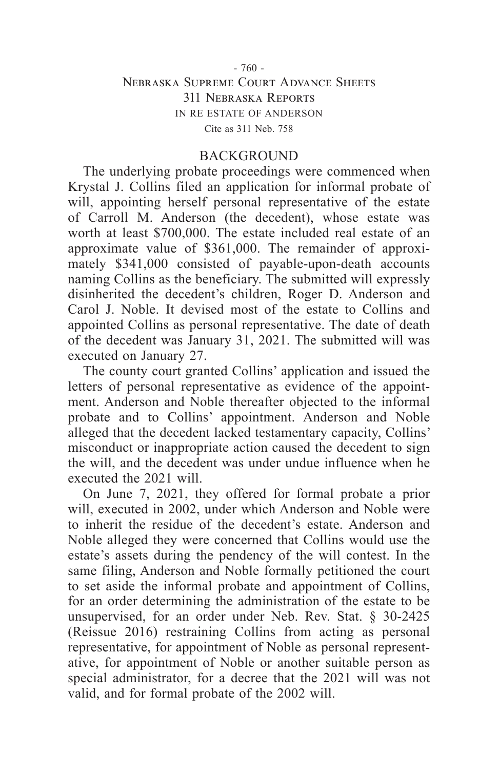## BACKGROUND

The underlying probate proceedings were commenced when Krystal J. Collins filed an application for informal probate of will, appointing herself personal representative of the estate of Carroll M. Anderson (the decedent), whose estate was worth at least $700,000. The estate included real estate of an approximate value of $361,000. The remainder of approximately $341,000 consisted of payable-upon-death accounts naming Collins as the beneficiary. The submitted will expressly disinherited the decedent's children, Roger D. Anderson and Carol J. Noble. It devised most of the estate to Collins and appointed Collins as personal representative. The date of death of the decedent was January 31, 2021. The submitted will was executed on January 27.

The county court granted Collins' application and issued the letters of personal representative as evidence of the appointment. Anderson and Noble thereafter objected to the informal probate and to Collins' appointment. Anderson and Noble alleged that the decedent lacked testamentary capacity, Collins' misconduct or inappropriate action caused the decedent to sign the will, and the decedent was under undue influence when he executed the 2021 will.

On June 7, 2021, they offered for formal probate a prior will, executed in 2002, under which Anderson and Noble were to inherit the residue of the decedent's estate. Anderson and Noble alleged they were concerned that Collins would use the estate's assets during the pendency of the will contest. In the same filing, Anderson and Noble formally petitioned the court to set aside the informal probate and appointment of Collins, for an order determining the administration of the estate to be unsupervised, for an order under Neb. Rev. Stat. § 30-2425 (Reissue 2016) restraining Collins from acting as personal representative, for appointment of Noble as personal representative, for appointment of Noble or another suitable person as special administrator, for a decree that the 2021 will was not valid, and for formal probate of the 2002 will.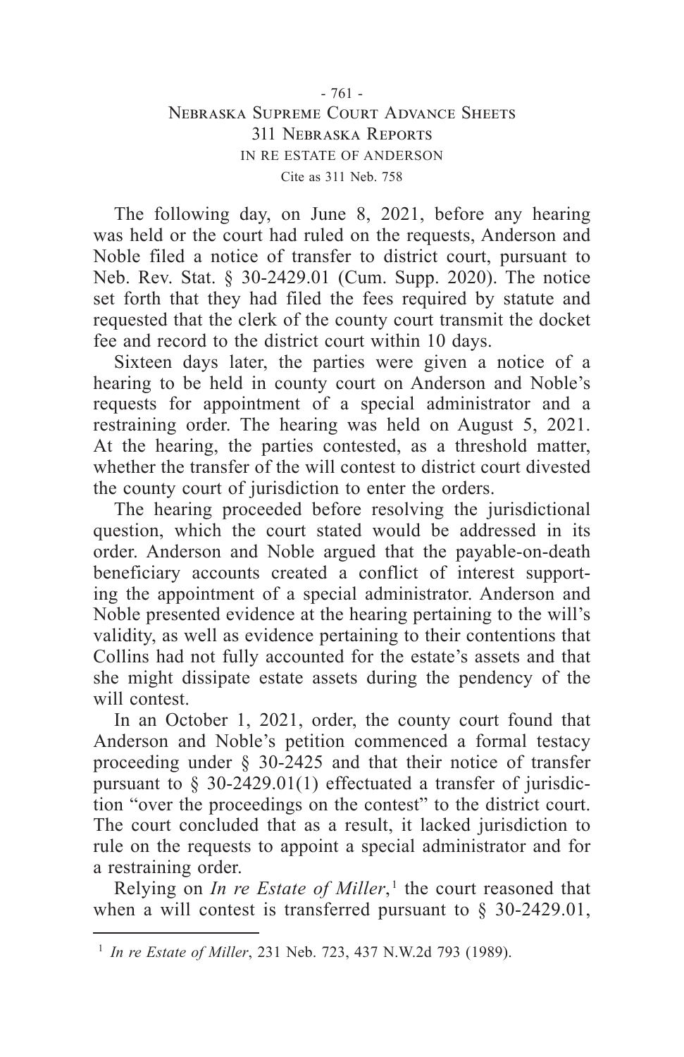The following day, on June 8, 2021, before any hearing was held or the court had ruled on the requests, Anderson and Noble filed a notice of transfer to district court, pursuant to Neb. Rev. Stat. § 30-2429.01 (Cum. Supp. 2020). The notice set forth that they had filed the fees required by statute and requested that the clerk of the county court transmit the docket fee and record to the district court within 10 days.

Sixteen days later, the parties were given a notice of a hearing to be held in county court on Anderson and Noble's requests for appointment of a special administrator and a restraining order. The hearing was held on August 5, 2021. At the hearing, the parties contested, as a threshold matter, whether the transfer of the will contest to district court divested the county court of jurisdiction to enter the orders.

The hearing proceeded before resolving the jurisdictional question, which the court stated would be addressed in its order. Anderson and Noble argued that the payable-on-death beneficiary accounts created a conflict of interest supporting the appointment of a special administrator. Anderson and Noble presented evidence at the hearing pertaining to the will's validity, as well as evidence pertaining to their contentions that Collins had not fully accounted for the estate's assets and that she might dissipate estate assets during the pendency of the will contest.

In an October 1, 2021, order, the county court found that Anderson and Noble's petition commenced a formal testacy proceeding under § 30-2425 and that their notice of transfer pursuant to § 30-2429.01(1) effectuated a transfer of jurisdiction "over the proceedings on the contest" to the district court. The court concluded that as a result, it lacked jurisdiction to rule on the requests to appoint a special administrator and for a restraining order.

Relying on *In re Estate of Miller*,[1] the court reasoned that when a will contest is transferred pursuant to § 30-2429.01,

[1] *In re Estate of Miller*, 231 Neb. 723, 437 N.W.2d 793 (1989).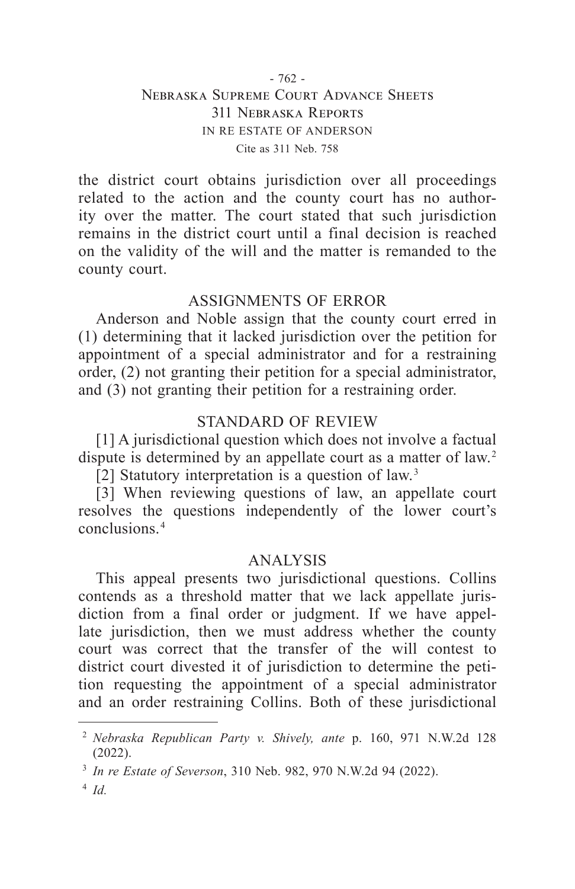the district court obtains jurisdiction over all proceedings related to the action and the county court has no authority over the matter. The court stated that such jurisdiction remains in the district court until a final decision is reached on the validity of the will and the matter is remanded to the county court.

## ASSIGNMENTS OF ERROR

Anderson and Noble assign that the county court erred in (1) determining that it lacked jurisdiction over the petition for appointment of a special administrator and for a restraining order, (2) not granting their petition for a special administrator, and (3) not granting their petition for a restraining order.

## STANDARD OF REVIEW

[1] A jurisdictional question which does not involve a factual dispute is determined by an appellate court as a matter of law.[2]

[2] Statutory interpretation is a question of law.[3]

[3] When reviewing questions of law, an appellate court resolves the questions independently of the lower court's conclusions.[4]

## ANALYSIS

This appeal presents two jurisdictional questions. Collins contends as a threshold matter that we lack appellate jurisdiction from a final order or judgment. If we have appellate jurisdiction, then we must address whether the county court was correct that the transfer of the will contest to district court divested it of jurisdiction to determine the petition requesting the appointment of a special administrator and an order restraining Collins. Both of these jurisdictional

---

[2] *Nebraska Republican Party v. Shively, ante* p. 160, 971 N.W.2d 128 (2022).

[3] *In re Estate of Severson*, 310 Neb. 982, 970 N.W.2d 94 (2022).

[4] *Id.*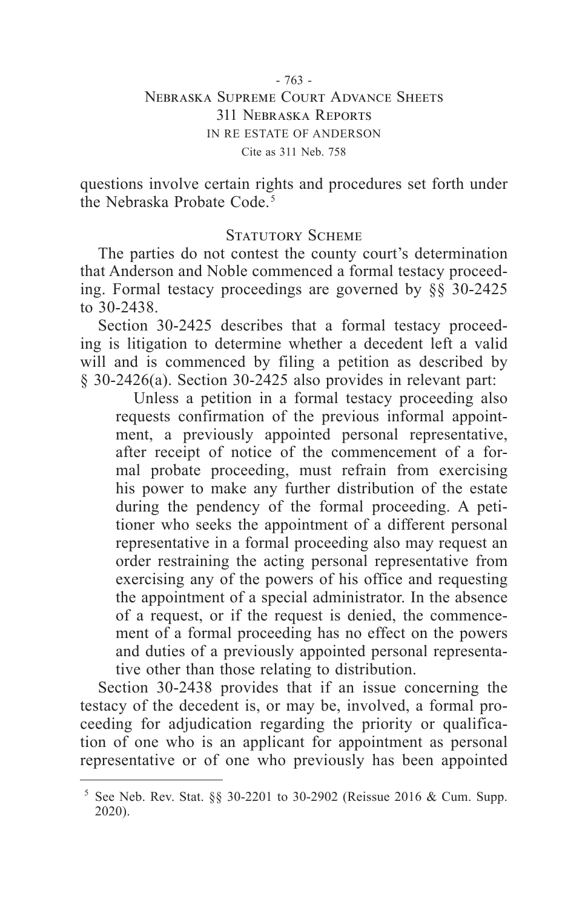questions involve certain rights and procedures set forth under the Nebraska Probate Code.[5]

## Statutory Scheme

The parties do not contest the county court's determination that Anderson and Noble commenced a formal testacy proceeding. Formal testacy proceedings are governed by §§ 30-2425 to 30-2438.

Section 30-2425 describes that a formal testacy proceeding is litigation to determine whether a decedent left a valid will and is commenced by filing a petition as described by § 30-2426(a). Section 30-2425 also provides in relevant part:

> Unless a petition in a formal testacy proceeding also requests confirmation of the previous informal appointment, a previously appointed personal representative, after receipt of notice of the commencement of a formal probate proceeding, must refrain from exercising his power to make any further distribution of the estate during the pendency of the formal proceeding. A petitioner who seeks the appointment of a different personal representative in a formal proceeding also may request an order restraining the acting personal representative from exercising any of the powers of his office and requesting the appointment of a special administrator. In the absence of a request, or if the request is denied, the commencement of a formal proceeding has no effect on the powers and duties of a previously appointed personal representative other than those relating to distribution.

Section 30-2438 provides that if an issue concerning the testacy of the decedent is, or may be, involved, a formal proceeding for adjudication regarding the priority or qualification of one who is an applicant for appointment as personal representative or of one who previously has been appointed

---

[5] See Neb. Rev. Stat. §§ 30-2201 to 30-2902 (Reissue 2016 & Cum. Supp. 2020).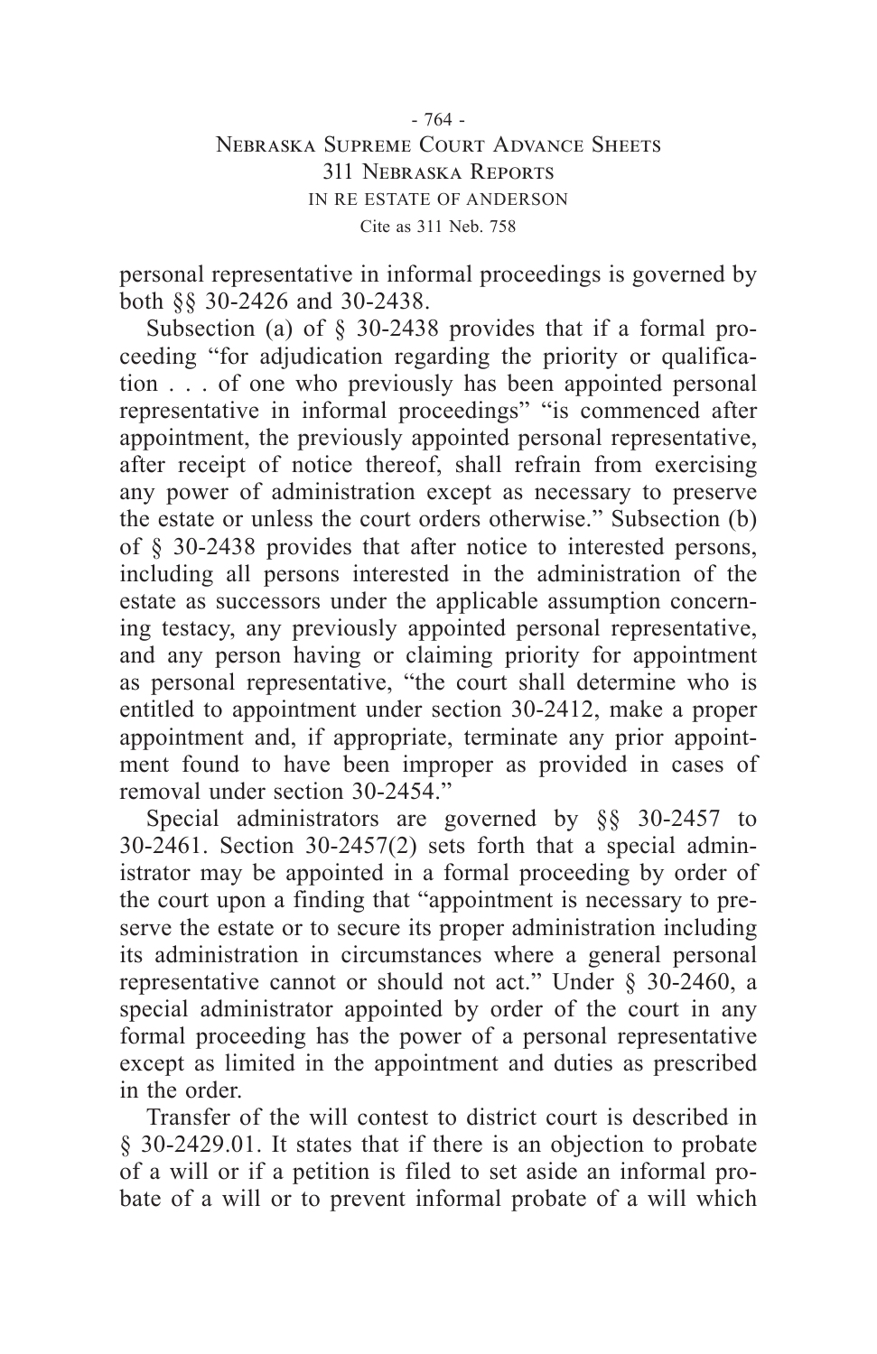personal representative in informal proceedings is governed by both §§ 30-2426 and 30-2438.

Subsection (a) of § 30-2438 provides that if a formal proceeding "for adjudication regarding the priority or qualification . . . of one who previously has been appointed personal representative in informal proceedings" "is commenced after appointment, the previously appointed personal representative, after receipt of notice thereof, shall refrain from exercising any power of administration except as necessary to preserve the estate or unless the court orders otherwise." Subsection (b) of § 30-2438 provides that after notice to interested persons, including all persons interested in the administration of the estate as successors under the applicable assumption concerning testacy, any previously appointed personal representative, and any person having or claiming priority for appointment as personal representative, "the court shall determine who is entitled to appointment under section 30-2412, make a proper appointment and, if appropriate, terminate any prior appointment found to have been improper as provided in cases of removal under section 30-2454."

Special administrators are governed by §§ 30-2457 to 30-2461. Section 30-2457(2) sets forth that a special administrator may be appointed in a formal proceeding by order of the court upon a finding that "appointment is necessary to preserve the estate or to secure its proper administration including its administration in circumstances where a general personal representative cannot or should not act." Under § 30-2460, a special administrator appointed by order of the court in any formal proceeding has the power of a personal representative except as limited in the appointment and duties as prescribed in the order.

Transfer of the will contest to district court is described in § 30-2429.01. It states that if there is an objection to probate of a will or if a petition is filed to set aside an informal probate of a will or to prevent informal probate of a will which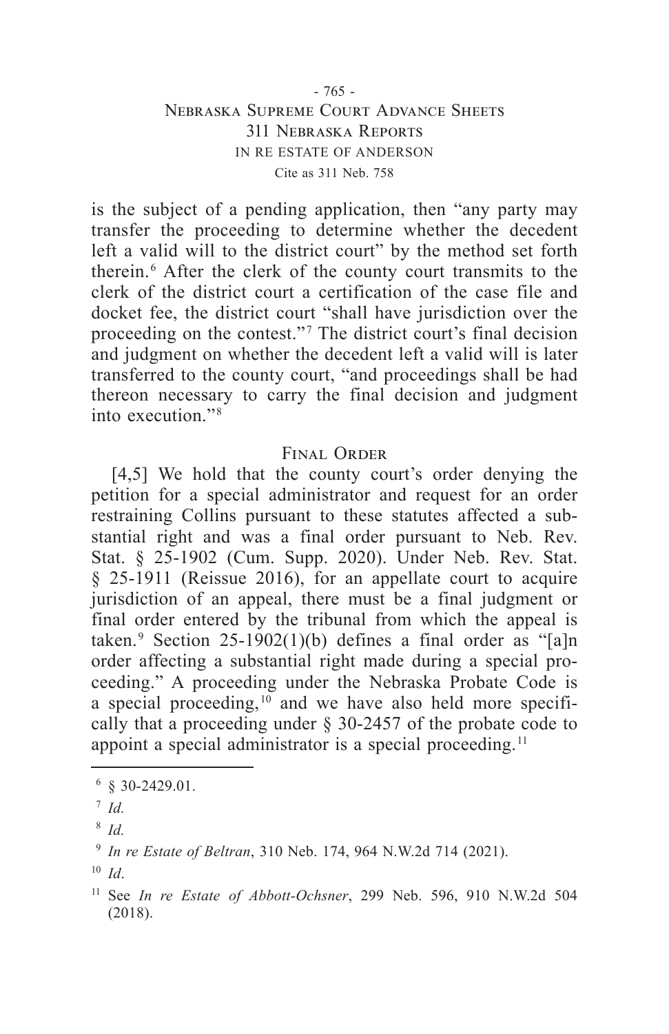is the subject of a pending application, then "any party may transfer the proceeding to determine whether the decedent left a valid will to the district court" by the method set forth therein.[6] After the clerk of the county court transmits to the clerk of the district court a certification of the case file and docket fee, the district court "shall have jurisdiction over the proceeding on the contest."[7] The district court's final decision and judgment on whether the decedent left a valid will is later transferred to the county court, "and proceedings shall be had thereon necessary to carry the final decision and judgment into execution."[8]

## Final Order

[4,5] We hold that the county court's order denying the petition for a special administrator and request for an order restraining Collins pursuant to these statutes affected a substantial right and was a final order pursuant to Neb. Rev. Stat. § 25-1902 (Cum. Supp. 2020). Under Neb. Rev. Stat. § 25-1911 (Reissue 2016), for an appellate court to acquire jurisdiction of an appeal, there must be a final judgment or final order entered by the tribunal from which the appeal is taken.[9] Section 25-1902(1)(b) defines a final order as "[a]n order affecting a substantial right made during a special proceeding." A proceeding under the Nebraska Probate Code is a special proceeding,[10] and we have also held more specifically that a proceeding under § 30-2457 of the probate code to appoint a special administrator is a special proceeding.[11]

---

[6] § 30-2429.01.

[7] *Id.*

[8] *Id.*

[9] *In re Estate of Beltran*, 310 Neb. 174, 964 N.W.2d 714 (2021).

[10] *Id*.

[11] See *In re Estate of Abbott-Ochsner*, 299 Neb. 596, 910 N.W.2d 504 (2018).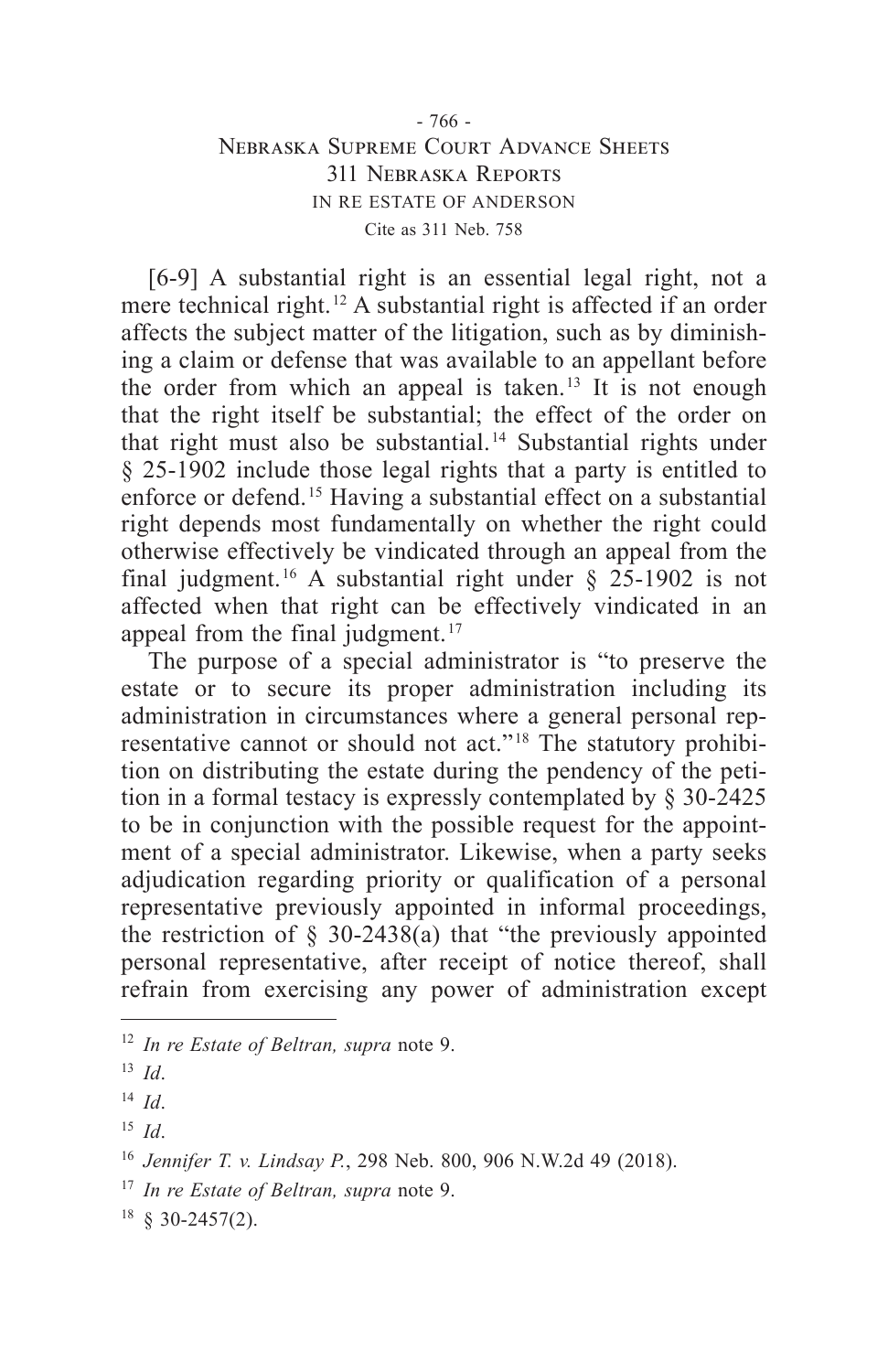[6-9] A substantial right is an essential legal right, not a mere technical right.[12] A substantial right is affected if an order affects the subject matter of the litigation, such as by diminishing a claim or defense that was available to an appellant before the order from which an appeal is taken.[13] It is not enough that the right itself be substantial; the effect of the order on that right must also be substantial.[14] Substantial rights under § 25-1902 include those legal rights that a party is entitled to enforce or defend.[15] Having a substantial effect on a substantial right depends most fundamentally on whether the right could otherwise effectively be vindicated through an appeal from the final judgment.[16] A substantial right under § 25-1902 is not affected when that right can be effectively vindicated in an appeal from the final judgment.[17]

The purpose of a special administrator is "to preserve the estate or to secure its proper administration including its administration in circumstances where a general personal representative cannot or should not act."[18] The statutory prohibition on distributing the estate during the pendency of the petition in a formal testacy is expressly contemplated by § 30-2425 to be in conjunction with the possible request for the appointment of a special administrator. Likewise, when a party seeks adjudication regarding priority or qualification of a personal representative previously appointed in informal proceedings, the restriction of § 30-2438(a) that "the previously appointed personal representative, after receipt of notice thereof, shall refrain from exercising any power of administration except

---

[12] *In re Estate of Beltran, supra* note 9.

[13] *Id*.

[14] *Id*.

[15] *Id*.

[16] *Jennifer T. v. Lindsay P.*, 298 Neb. 800, 906 N.W.2d 49 (2018).

[17] *In re Estate of Beltran, supra* note 9.

[18] § 30-2457(2).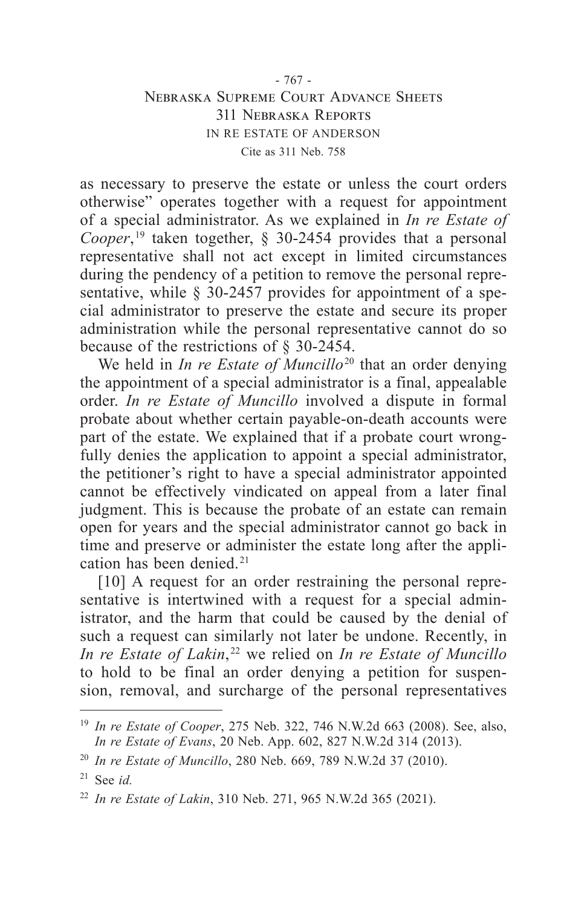as necessary to preserve the estate or unless the court orders otherwise" operates together with a request for appointment of a special administrator. As we explained in *In re Estate of Cooper*,[19] taken together, § 30-2454 provides that a personal representative shall not act except in limited circumstances during the pendency of a petition to remove the personal representative, while § 30-2457 provides for appointment of a special administrator to preserve the estate and secure its proper administration while the personal representative cannot do so because of the restrictions of § 30-2454.

We held in *In re Estate of Muncillo*[20] that an order denying the appointment of a special administrator is a final, appealable order. *In re Estate of Muncillo* involved a dispute in formal probate about whether certain payable-on-death accounts were part of the estate. We explained that if a probate court wrongfully denies the application to appoint a special administrator, the petitioner's right to have a special administrator appointed cannot be effectively vindicated on appeal from a later final judgment. This is because the probate of an estate can remain open for years and the special administrator cannot go back in time and preserve or administer the estate long after the application has been denied.[21]

[10] A request for an order restraining the personal representative is intertwined with a request for a special administrator, and the harm that could be caused by the denial of such a request can similarly not later be undone. Recently, in *In re Estate of Lakin*,[22] we relied on *In re Estate of Muncillo* to hold to be final an order denying a petition for suspension, removal, and surcharge of the personal representatives

---

[19] *In re Estate of Cooper*, 275 Neb. 322, 746 N.W.2d 663 (2008). See, also, *In re Estate of Evans*, 20 Neb. App. 602, 827 N.W.2d 314 (2013).

[20] *In re Estate of Muncillo*, 280 Neb. 669, 789 N.W.2d 37 (2010).

[21] See *id.*

[22] *In re Estate of Lakin*, 310 Neb. 271, 965 N.W.2d 365 (2021).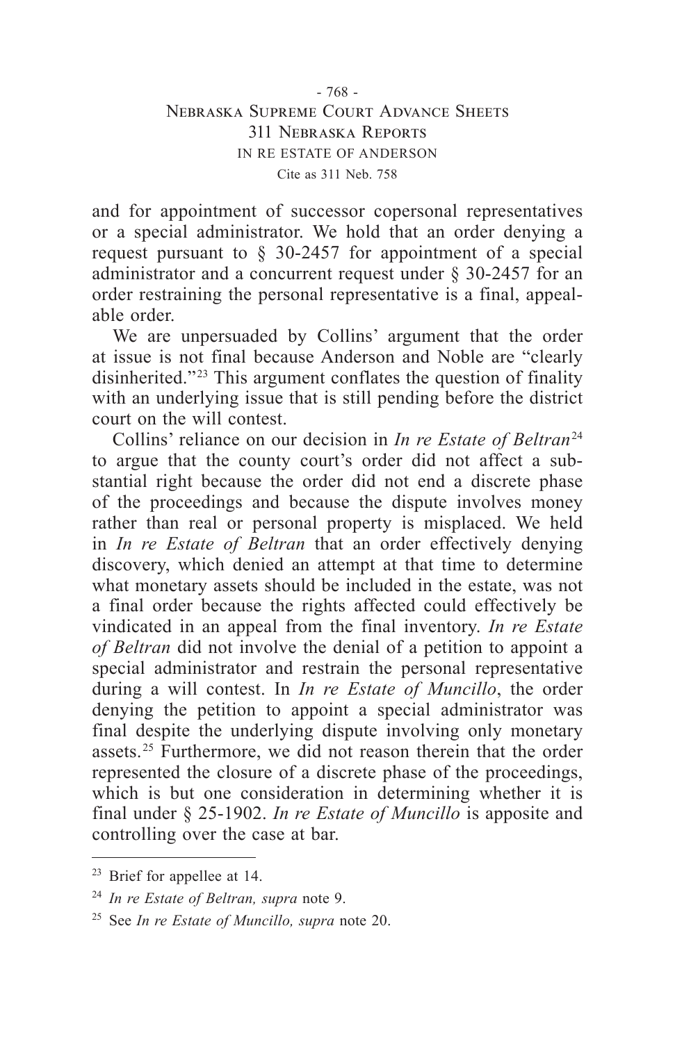and for appointment of successor copersonal representatives or a special administrator. We hold that an order denying a request pursuant to § 30-2457 for appointment of a special administrator and a concurrent request under § 30-2457 for an order restraining the personal representative is a final, appealable order.

We are unpersuaded by Collins' argument that the order at issue is not final because Anderson and Noble are "clearly disinherited."[23] This argument conflates the question of finality with an underlying issue that is still pending before the district court on the will contest.

Collins' reliance on our decision in *In re Estate of Beltran*[24] to argue that the county court's order did not affect a substantial right because the order did not end a discrete phase of the proceedings and because the dispute involves money rather than real or personal property is misplaced. We held in *In re Estate of Beltran* that an order effectively denying discovery, which denied an attempt at that time to determine what monetary assets should be included in the estate, was not a final order because the rights affected could effectively be vindicated in an appeal from the final inventory. *In re Estate of Beltran* did not involve the denial of a petition to appoint a special administrator and restrain the personal representative during a will contest. In *In re Estate of Muncillo*, the order denying the petition to appoint a special administrator was final despite the underlying dispute involving only monetary assets.[25] Furthermore, we did not reason therein that the order represented the closure of a discrete phase of the proceedings, which is but one consideration in determining whether it is final under § 25-1902. *In re Estate of Muncillo* is apposite and controlling over the case at bar.

---

[23] Brief for appellee at 14.

[24] *In re Estate of Beltran, supra* note 9.

[25] See *In re Estate of Muncillo, supra* note 20.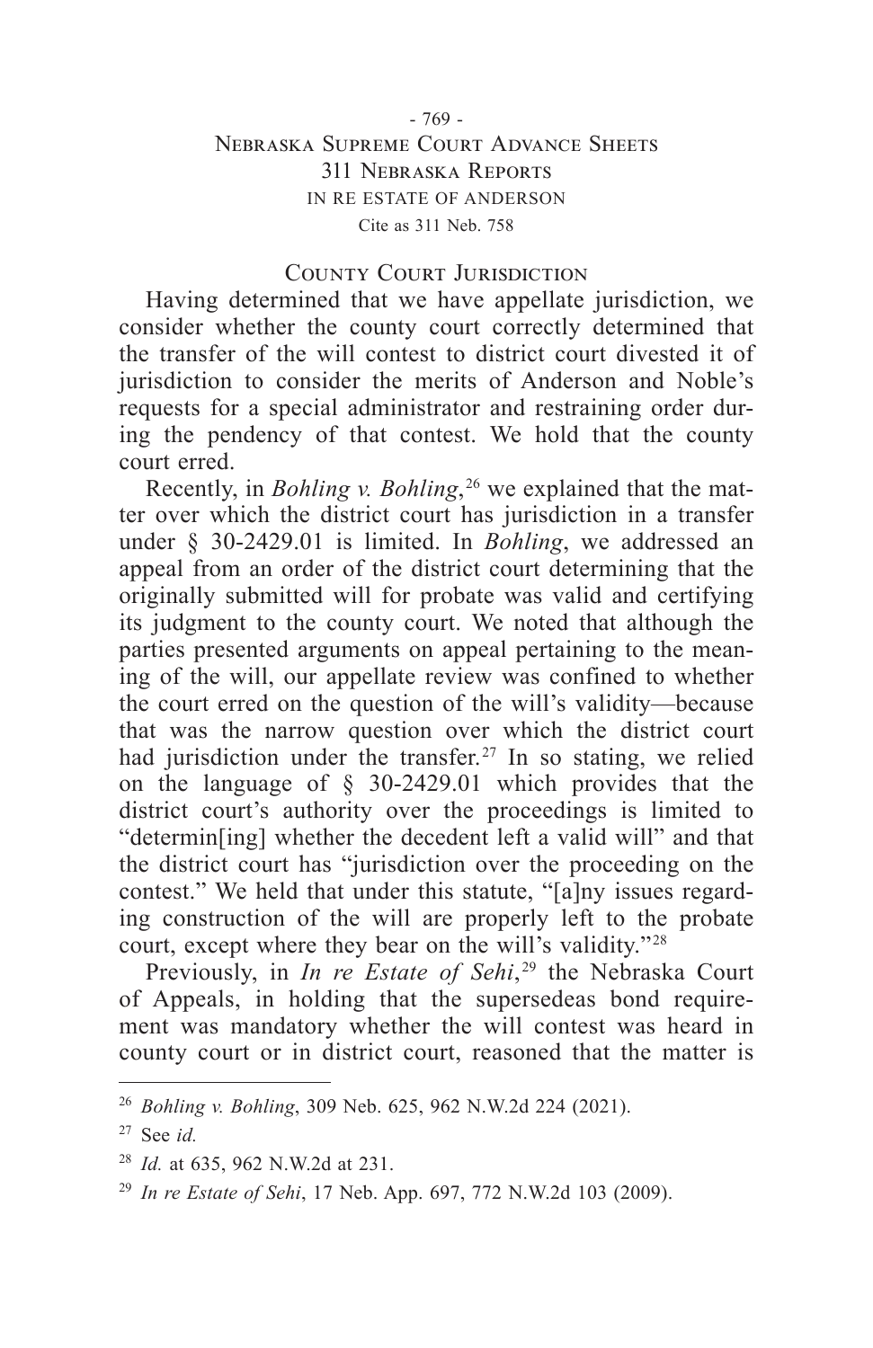## County Court Jurisdiction

Having determined that we have appellate jurisdiction, we consider whether the county court correctly determined that the transfer of the will contest to district court divested it of jurisdiction to consider the merits of Anderson and Noble's requests for a special administrator and restraining order during the pendency of that contest. We hold that the county court erred.

Recently, in *Bohling v. Bohling*,[26] we explained that the matter over which the district court has jurisdiction in a transfer under § 30-2429.01 is limited. In *Bohling*, we addressed an appeal from an order of the district court determining that the originally submitted will for probate was valid and certifying its judgment to the county court. We noted that although the parties presented arguments on appeal pertaining to the meaning of the will, our appellate review was confined to whether the court erred on the question of the will's validity—because that was the narrow question over which the district court had jurisdiction under the transfer.[27] In so stating, we relied on the language of § 30-2429.01 which provides that the district court's authority over the proceedings is limited to "determin[ing] whether the decedent left a valid will" and that the district court has "jurisdiction over the proceeding on the contest." We held that under this statute, "[a]ny issues regarding construction of the will are properly left to the probate court, except where they bear on the will's validity."[28]

Previously, in *In re Estate of Sehi*,[29] the Nebraska Court of Appeals, in holding that the supersedeas bond requirement was mandatory whether the will contest was heard in county court or in district court, reasoned that the matter is

---

[26] *Bohling v. Bohling*, 309 Neb. 625, 962 N.W.2d 224 (2021).

[27] See *id.*

[28] *Id.* at 635, 962 N.W.2d at 231.

[29] *In re Estate of Sehi*, 17 Neb. App. 697, 772 N.W.2d 103 (2009).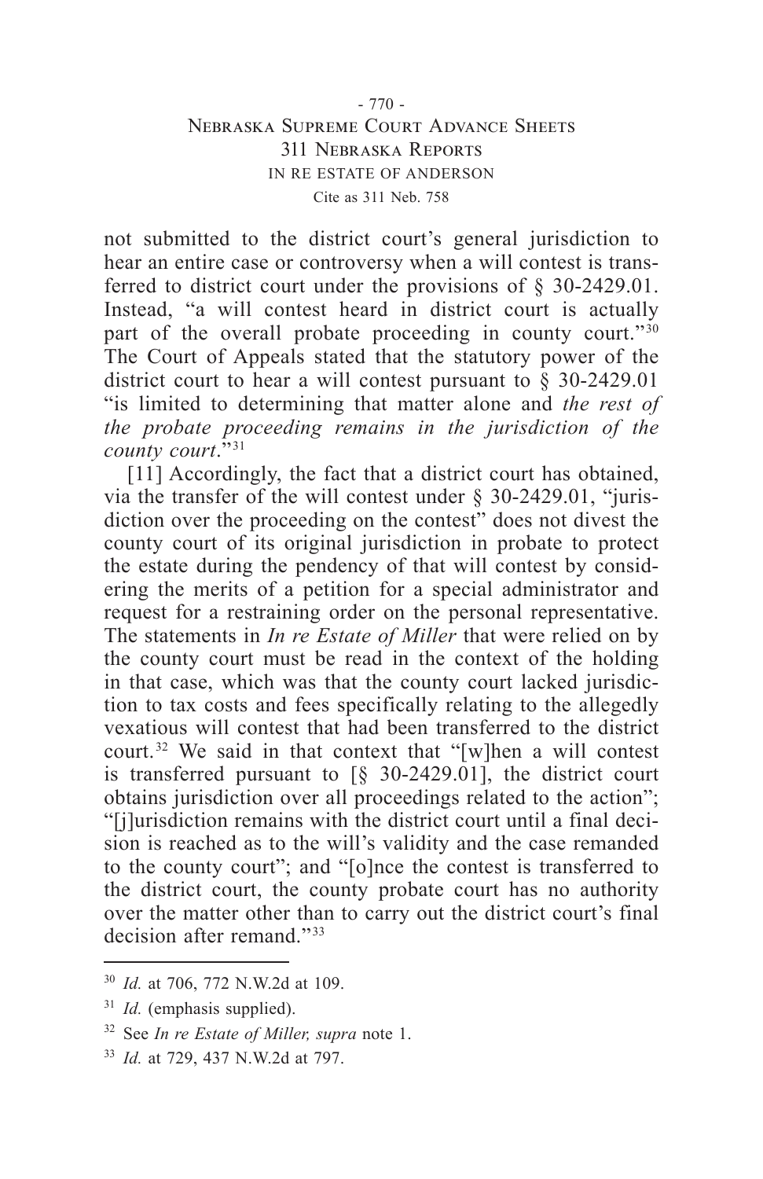not submitted to the district court's general jurisdiction to hear an entire case or controversy when a will contest is transferred to district court under the provisions of § 30-2429.01. Instead, "a will contest heard in district court is actually part of the overall probate proceeding in county court."[30] The Court of Appeals stated that the statutory power of the district court to hear a will contest pursuant to § 30-2429.01 "is limited to determining that matter alone and *the rest of the probate proceeding remains in the jurisdiction of the county court*."[31]

[11] Accordingly, the fact that a district court has obtained, via the transfer of the will contest under § 30-2429.01, "jurisdiction over the proceeding on the contest" does not divest the county court of its original jurisdiction in probate to protect the estate during the pendency of that will contest by considering the merits of a petition for a special administrator and request for a restraining order on the personal representative. The statements in *In re Estate of Miller* that were relied on by the county court must be read in the context of the holding in that case, which was that the county court lacked jurisdiction to tax costs and fees specifically relating to the allegedly vexatious will contest that had been transferred to the district court.[32] We said in that context that "[w]hen a will contest is transferred pursuant to [§ 30-2429.01], the district court obtains jurisdiction over all proceedings related to the action"; "[j]urisdiction remains with the district court until a final decision is reached as to the will's validity and the case remanded to the county court"; and "[o]nce the contest is transferred to the district court, the county probate court has no authority over the matter other than to carry out the district court's final decision after remand."[33]

---

[30] *Id.* at 706, 772 N.W.2d at 109.

[31] *Id.* (emphasis supplied).

[32] See *In re Estate of Miller, supra* note 1.

[33] *Id.* at 729, 437 N.W.2d at 797.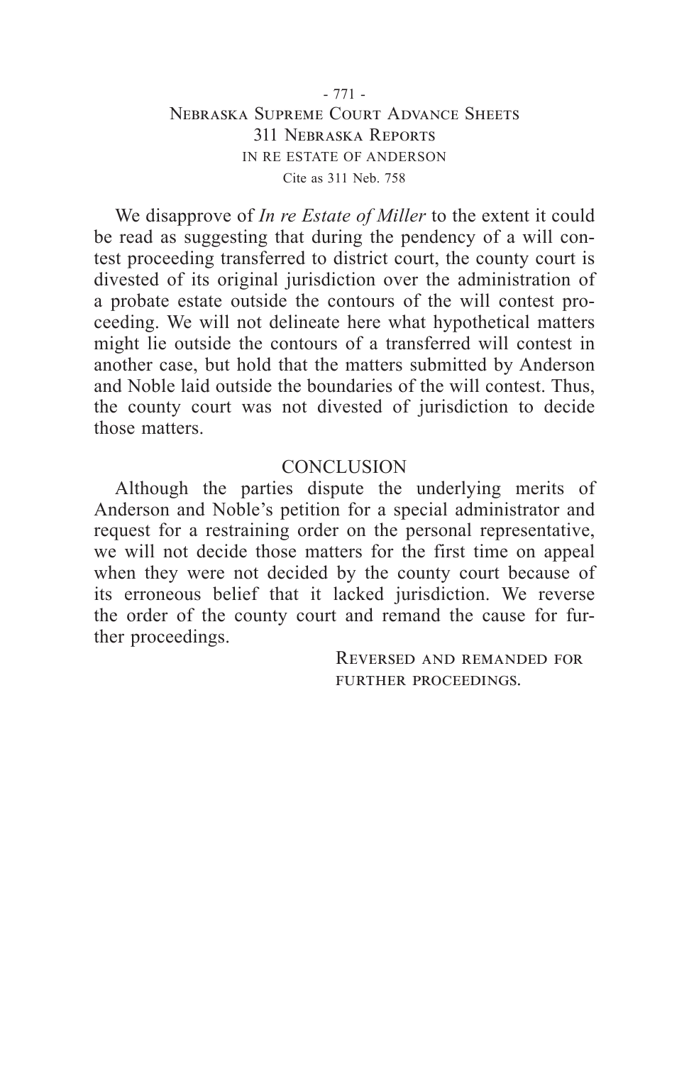We disapprove of *In re Estate of Miller* to the extent it could be read as suggesting that during the pendency of a will contest proceeding transferred to district court, the county court is divested of its original jurisdiction over the administration of a probate estate outside the contours of the will contest proceeding. We will not delineate here what hypothetical matters might lie outside the contours of a transferred will contest in another case, but hold that the matters submitted by Anderson and Noble laid outside the boundaries of the will contest. Thus, the county court was not divested of jurisdiction to decide those matters.

## CONCLUSION

Although the parties dispute the underlying merits of Anderson and Noble's petition for a special administrator and request for a restraining order on the personal representative, we will not decide those matters for the first time on appeal when they were not decided by the county court because of its erroneous belief that it lacked jurisdiction. We reverse the order of the county court and remand the cause for further proceedings.

Reversed and remanded for further proceedings.